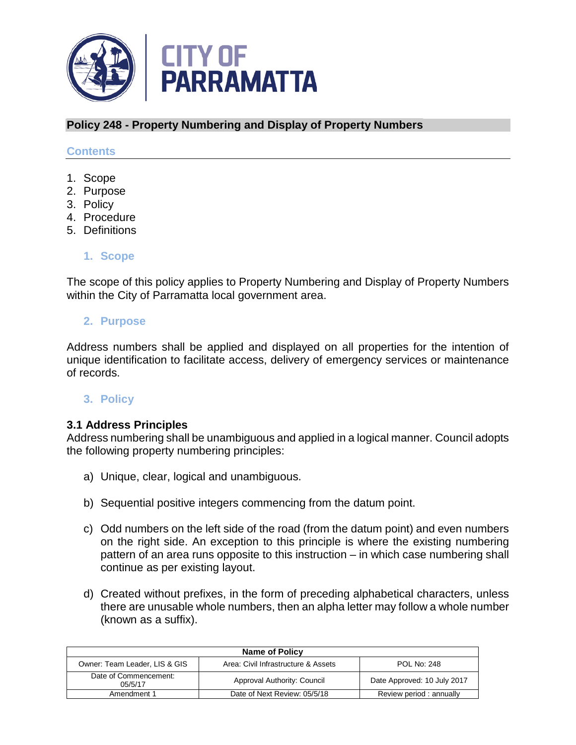CITY OF PARRAMATTA

# Policy 248 - Property Numbering and Display of Property Numbers

## Contents

1. Scope
2. Purpose
3. Policy
4. Procedure
5. Definitions

## 1. Scope

The scope of this policy applies to Property Numbering and Display of Property Numbers within the City of Parramatta local government area.

## 2. Purpose

Address numbers shall be applied and displayed on all properties for the intention of unique identification to facilitate access, delivery of emergency services or maintenance of records.

## 3. Policy

### 3.1 Address Principles

Address numbering shall be unambiguous and applied in a logical manner. Council adopts the following property numbering principles:

a) Unique, clear, logical and unambiguous.

b) Sequential positive integers commencing from the datum point.

c) Odd numbers on the left side of the road (from the datum point) and even numbers on the right side. An exception to this principle is where the existing numbering pattern of an area runs opposite to this instruction – in which case numbering shall continue as per existing layout.

d) Created without prefixes, in the form of preceding alphabetical characters, unless there are unusable whole numbers, then an alpha letter may follow a whole number (known as a suffix).

| Name of Policy | | |
|---|---|---|
| Owner: Team Leader, LIS & GIS | Area: Civil Infrastructure & Assets | POL No: 248 |
| Date of Commencement: 05/5/17 | Approval Authority: Council | Date Approved: 10 July 2017 |
| Amendment 1 | Date of Next Review: 05/5/18 | Review period : annually |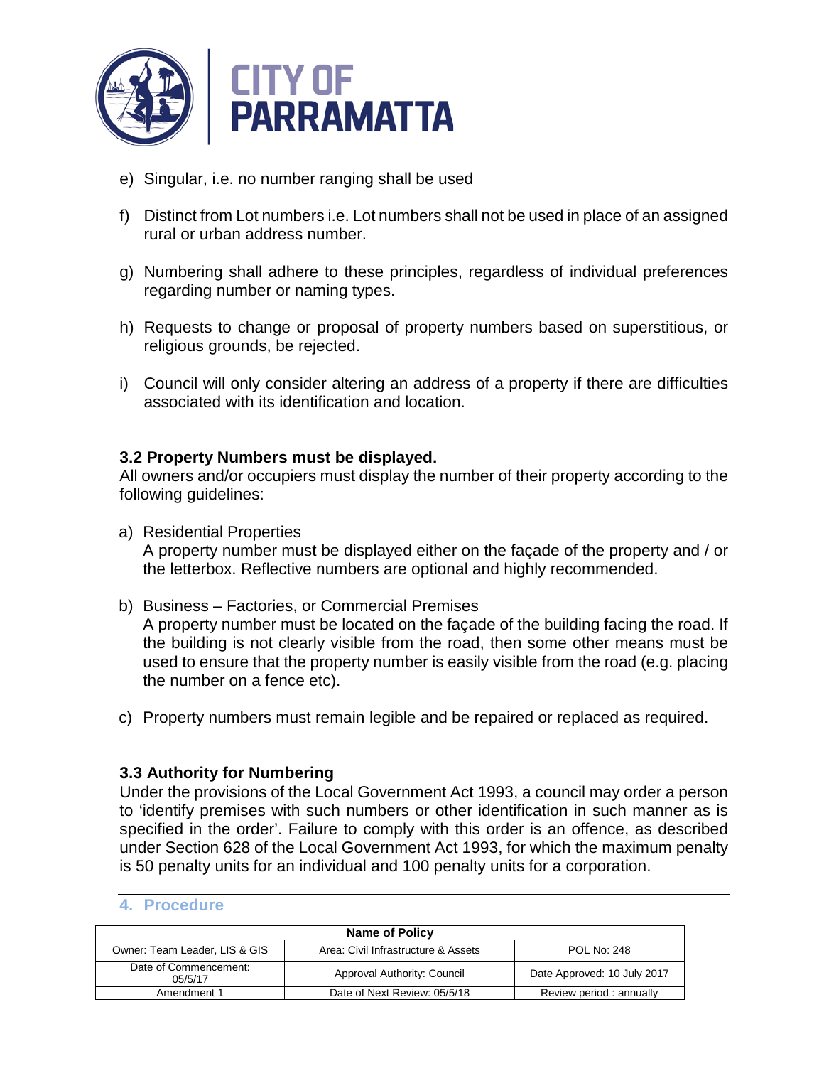e) Singular, i.e. no number ranging shall be used

f) Distinct from Lot numbers i.e. Lot numbers shall not be used in place of an assigned rural or urban address number.

g) Numbering shall adhere to these principles, regardless of individual preferences regarding number or naming types.

h) Requests to change or proposal of property numbers based on superstitious, or religious grounds, be rejected.

i) Council will only consider altering an address of a property if there are difficulties associated with its identification and location.

### 3.2 Property Numbers must be displayed.

All owners and/or occupiers must display the number of their property according to the following guidelines:

a) Residential Properties
A property number must be displayed either on the façade of the property and / or the letterbox. Reflective numbers are optional and highly recommended.

b) Business – Factories, or Commercial Premises
A property number must be located on the façade of the building facing the road. If the building is not clearly visible from the road, then some other means must be used to ensure that the property number is easily visible from the road (e.g. placing the number on a fence etc).

c) Property numbers must remain legible and be repaired or replaced as required.

### 3.3 Authority for Numbering

Under the provisions of the Local Government Act 1993, a council may order a person to 'identify premises with such numbers or other identification in such manner as is specified in the order'. Failure to comply with this order is an offence, as described under Section 628 of the Local Government Act 1993, for which the maximum penalty is 50 penalty units for an individual and 100 penalty units for a corporation.

## 4. Procedure

| Name of Policy | | |
|---|---|---|
| Owner: Team Leader, LIS & GIS | Area: Civil Infrastructure & Assets | POL No: 248 |
| Date of Commencement: 05/5/17 | Approval Authority: Council | Date Approved: 10 July 2017 |
| Amendment 1 | Date of Next Review: 05/5/18 | Review period : annually |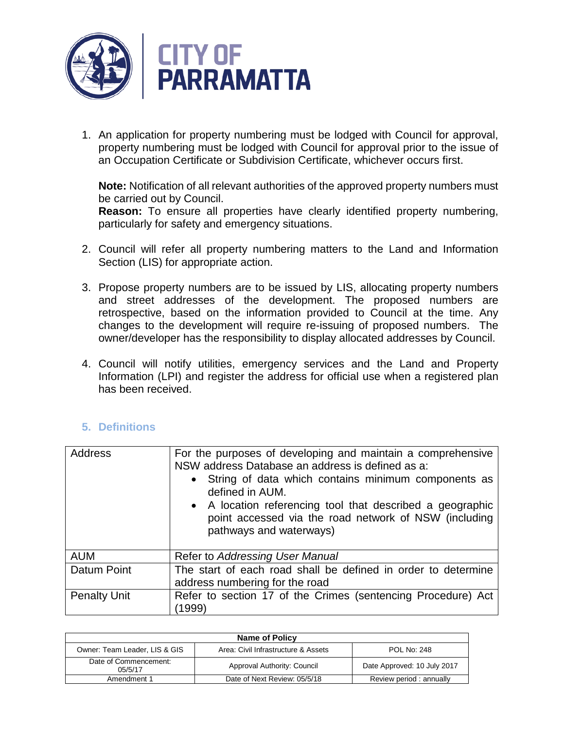1. An application for property numbering must be lodged with Council for approval, property numbering must be lodged with Council for approval prior to the issue of an Occupation Certificate or Subdivision Certificate, whichever occurs first.

   **Note:** Notification of all relevant authorities of the approved property numbers must be carried out by Council.
   **Reason:** To ensure all properties have clearly identified property numbering, particularly for safety and emergency situations.

2. Council will refer all property numbering matters to the Land and Information Section (LIS) for appropriate action.

3. Propose property numbers are to be issued by LIS, allocating property numbers and street addresses of the development. The proposed numbers are retrospective, based on the information provided to Council at the time. Any changes to the development will require re-issuing of proposed numbers. The owner/developer has the responsibility to display allocated addresses by Council.

4. Council will notify utilities, emergency services and the Land and Property Information (LPI) and register the address for official use when a registered plan has been received.

## 5. Definitions

| Address | For the purposes of developing and maintain a comprehensive NSW address Database an address is defined as a:<br>• String of data which contains minimum components as defined in AUM.<br>• A location referencing tool that described a geographic point accessed via the road network of NSW (including pathways and waterways) |
|---|---|
| AUM | Refer to *Addressing User Manual* |
| Datum Point | The start of each road shall be defined in order to determine address numbering for the road |
| Penalty Unit | Refer to section 17 of the Crimes (sentencing Procedure) Act (1999) |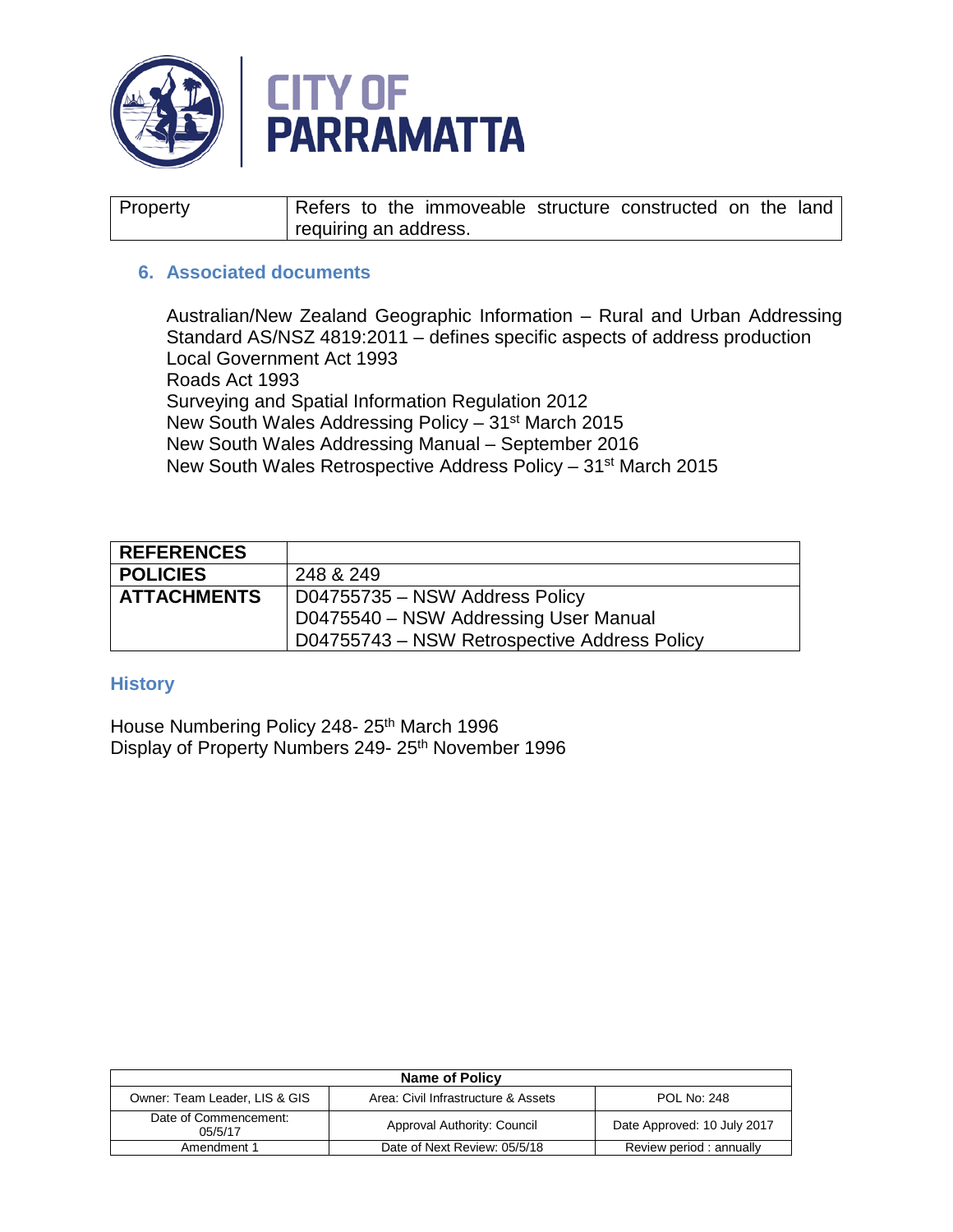| | |
|---|---|
| Property | Refers to the immoveable structure constructed on the land requiring an address. |

## 6. Associated documents

Australian/New Zealand Geographic Information – Rural and Urban Addressing Standard AS/NSZ 4819:2011 – defines specific aspects of address production
Local Government Act 1993
Roads Act 1993
Surveying and Spatial Information Regulation 2012
New South Wales Addressing Policy – 31st March 2015
New South Wales Addressing Manual – September 2016
New South Wales Retrospective Address Policy – 31st March 2015

| **REFERENCES** | |
|---|---|
| **POLICIES** | 248 & 249 |
| **ATTACHMENTS** | D04755735 – NSW Address Policy<br>D0475540 – NSW Addressing User Manual<br>D04755743 – NSW Retrospective Address Policy |

## History

House Numbering Policy 248- 25th March 1996
Display of Property Numbers 249- 25th November 1996

| **Name of Policy** | | |
|---|---|---|
| Owner: Team Leader, LIS & GIS | Area: Civil Infrastructure & Assets | POL No: 248 |
| Date of Commencement: 05/5/17 | Approval Authority: Council | Date Approved: 10 July 2017 |
| Amendment 1 | Date of Next Review: 05/5/18 | Review period : annually |